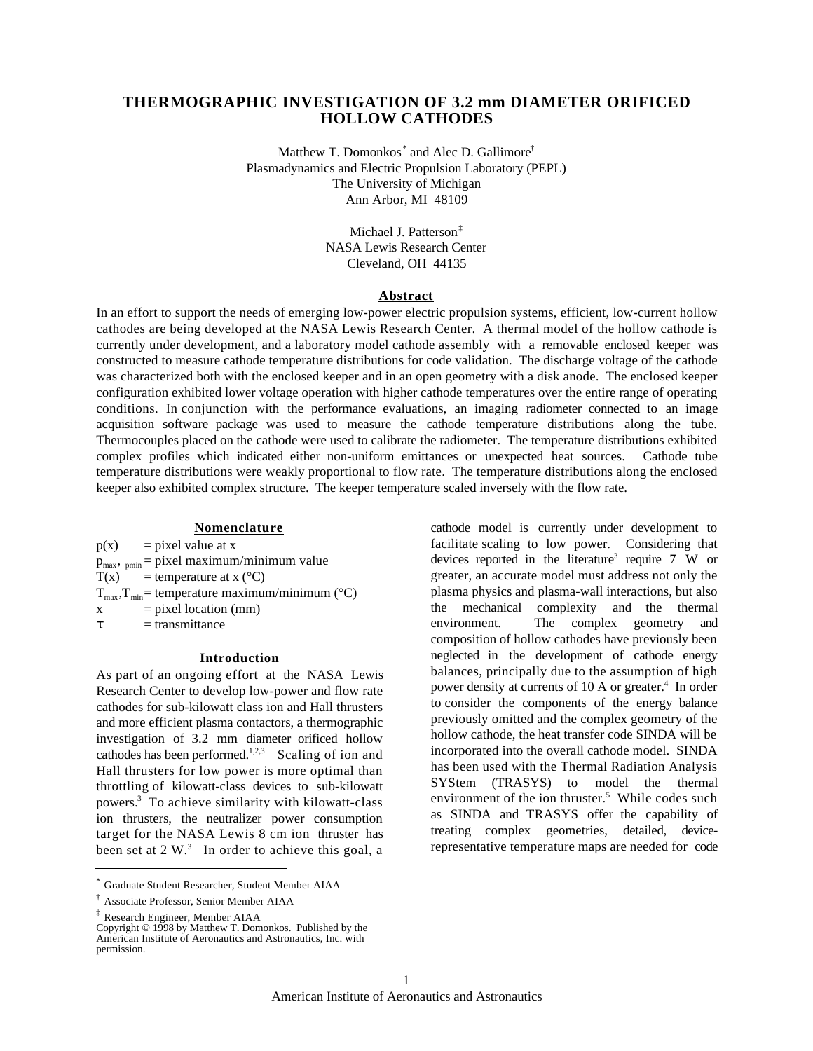# THERMOGRAPHIC INVESTIGATION OF 3.2 mm DIAMETER ORIFICED HOLLOW CATHODES

Matthew T. Domonkos[*] and Alec D. Gallimore[†]
Plasmadynamics and Electric Propulsion Laboratory (PEPL)
The University of Michigan
Ann Arbor, MI 48109

Michael J. Patterson[‡]
NASA Lewis Research Center
Cleveland, OH 44135

## Abstract

In an effort to support the needs of emerging low-power electric propulsion systems, efficient, low-current hollow cathodes are being developed at the NASA Lewis Research Center. A thermal model of the hollow cathode is currently under development, and a laboratory model cathode assembly with a removable enclosed keeper was constructed to measure cathode temperature distributions for code validation. The discharge voltage of the cathode was characterized both with the enclosed keeper and in an open geometry with a disk anode. The enclosed keeper configuration exhibited lower voltage operation with higher cathode temperatures over the entire range of operating conditions. In conjunction with the performance evaluations, an imaging radiometer connected to an image acquisition software package was used to measure the cathode temperature distributions along the tube. Thermocouples placed on the cathode were used to calibrate the radiometer. The temperature distributions exhibited complex profiles which indicated either non-uniform emittances or unexpected heat sources. Cathode tube temperature distributions were weakly proportional to flow rate. The temperature distributions along the enclosed keeper also exhibited complex structure. The keeper temperature scaled inversely with the flow rate.

## Nomenclature

$p(x)$ = pixel value at x
$p_{max}$, $p_{min}$ = pixel maximum/minimum value
$T(x)$ = temperature at x (°C)
$T_{max}$, $T_{min}$ = temperature maximum/minimum (°C)
$x$ = pixel location (mm)
$\tau$ = transmittance

## Introduction

As part of an ongoing effort at the NASA Lewis Research Center to develop low-power and flow rate cathodes for sub-kilowatt class ion and Hall thrusters and more efficient plasma contactors, a thermographic investigation of 3.2 mm diameter orificed hollow cathodes has been performed.[1,2,3] Scaling of ion and Hall thrusters for low power is more optimal than throttling of kilowatt-class devices to sub-kilowatt powers.[3] To achieve similarity with kilowatt-class ion thrusters, the neutralizer power consumption target for the NASA Lewis 8 cm ion thruster has been set at 2 W.[3] In order to achieve this goal, a cathode model is currently under development to facilitate scaling to low power. Considering that devices reported in the literature[3] require 7 W or greater, an accurate model must address not only the plasma physics and plasma-wall interactions, but also the mechanical complexity and the thermal environment. The complex geometry and composition of hollow cathodes have previously been neglected in the development of cathode energy balances, principally due to the assumption of high power density at currents of 10 A or greater.[4] In order to consider the components of the energy balance previously omitted and the complex geometry of the hollow cathode, the heat transfer code SINDA will be incorporated into the overall cathode model. SINDA has been used with the Thermal Radiation Analysis SYStem (TRASYS) to model the thermal environment of the ion thruster.[5] While codes such as SINDA and TRASYS offer the capability of treating complex geometries, detailed, device-representative temperature maps are needed for code

---

[*] Graduate Student Researcher, Student Member AIAA
[†] Associate Professor, Senior Member AIAA
[‡] Research Engineer, Member AIAA
Copyright © 1998 by Matthew T. Domonkos. Published by the American Institute of Aeronautics and Astronautics, Inc. with permission.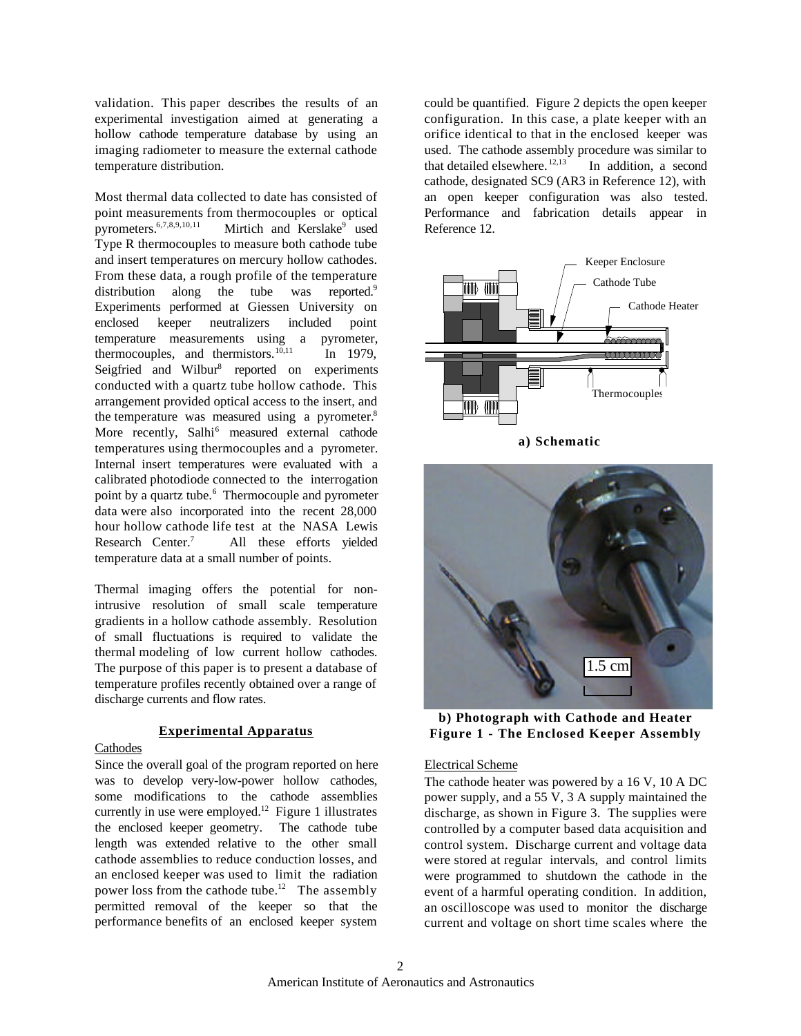validation. This paper describes the results of an experimental investigation aimed at generating a hollow cathode temperature database by using an imaging radiometer to measure the external cathode temperature distribution.

Most thermal data collected to date has consisted of point measurements from thermocouples or optical pyrometers.[6,7,8,9,10,11] Mirtich and Kerslake[9] used Type R thermocouples to measure both cathode tube and insert temperatures on mercury hollow cathodes. From these data, a rough profile of the temperature distribution along the tube was reported.[9] Experiments performed at Giessen University on enclosed keeper neutralizers included point temperature measurements using a pyrometer, thermocouples, and thermistors.[10,11] In 1979, Seigfried and Wilbur[8] reported on experiments conducted with a quartz tube hollow cathode. This arrangement provided optical access to the insert, and the temperature was measured using a pyrometer.[8] More recently, Salhi[6] measured external cathode temperatures using thermocouples and a pyrometer. Internal insert temperatures were evaluated with a calibrated photodiode connected to the interrogation point by a quartz tube.[6] Thermocouple and pyrometer data were also incorporated into the recent 28,000 hour hollow cathode life test at the NASA Lewis Research Center.[7] All these efforts yielded temperature data at a small number of points.

Thermal imaging offers the potential for non-intrusive resolution of small scale temperature gradients in a hollow cathode assembly. Resolution of small fluctuations is required to validate the thermal modeling of low current hollow cathodes. The purpose of this paper is to present a database of temperature profiles recently obtained over a range of discharge currents and flow rates.

## Experimental Apparatus

### Cathodes

Since the overall goal of the program reported on here was to develop very-low-power hollow cathodes, some modifications to the cathode assemblies currently in use were employed.[12] Figure 1 illustrates the enclosed keeper geometry. The cathode tube length was extended relative to the other small cathode assemblies to reduce conduction losses, and an enclosed keeper was used to limit the radiation power loss from the cathode tube.[12] The assembly permitted removal of the keeper so that the performance benefits of an enclosed keeper system could be quantified. Figure 2 depicts the open keeper configuration. In this case, a plate keeper with an orifice identical to that in the enclosed keeper was used. The cathode assembly procedure was similar to that detailed elsewhere.[12,13] In addition, a second cathode, designated SC9 (AR3 in Reference 12), with an open keeper configuration was also tested. Performance and fabrication details appear in Reference 12.

Keeper Enclosure

Cathode Tube

Cathode Heater

Thermocouples

**a) Schematic**

1.5 cm

**b) Photograph with Cathode and Heater**

**Figure 1 - The Enclosed Keeper Assembly**

### Electrical Scheme

The cathode heater was powered by a 16 V, 10 A DC power supply, and a 55 V, 3 A supply maintained the discharge, as shown in Figure 3. The supplies were controlled by a computer based data acquisition and control system. Discharge current and voltage data were stored at regular intervals, and control limits were programmed to shutdown the cathode in the event of a harmful operating condition. In addition, an oscilloscope was used to monitor the discharge current and voltage on short time scales where the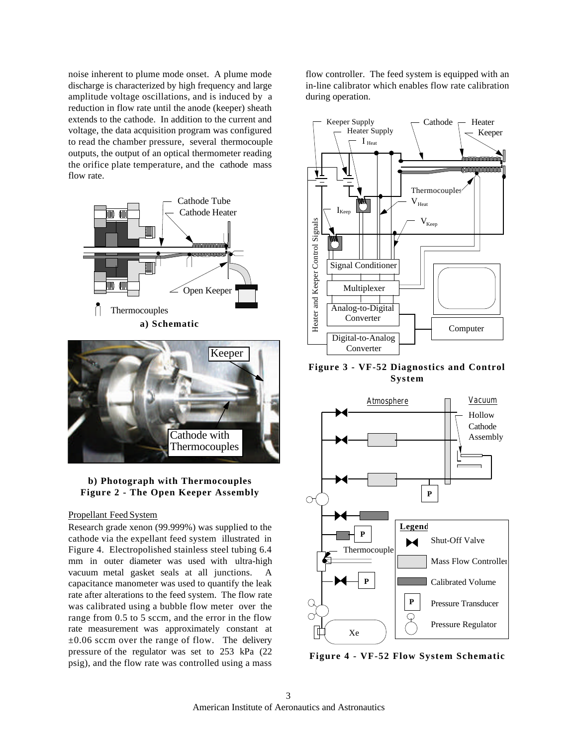noise inherent to plume mode onset. A plume mode discharge is characterized by high frequency and large amplitude voltage oscillations, and is induced by a reduction in flow rate until the anode (keeper) sheath extends to the cathode. In addition to the current and voltage, the data acquisition program was configured to read the chamber pressure, several thermocouple outputs, the output of an optical thermometer reading the orifice plate temperature, and the cathode mass flow rate.

**a) Schematic**

**b) Photograph with Thermocouples**
**Figure 2 - The Open Keeper Assembly**

Propellant Feed System

Research grade xenon (99.999%) was supplied to the cathode via the expellant feed system illustrated in Figure 4. Electropolished stainless steel tubing 6.4 mm in outer diameter was used with ultra-high vacuum metal gasket seals at all junctions. A capacitance manometer was used to quantify the leak rate after alterations to the feed system. The flow rate was calibrated using a bubble flow meter over the range from 0.5 to 5 sccm, and the error in the flow rate measurement was approximately constant at ±0.06 sccm over the range of flow. The delivery pressure of the regulator was set to 253 kPa (22 psig), and the flow rate was controlled using a mass flow controller. The feed system is equipped with an in-line calibrator which enables flow rate calibration during operation.

**Figure 3 - VF-52 Diagnostics and Control System**

**Figure 4 - VF-52 Flow System Schematic**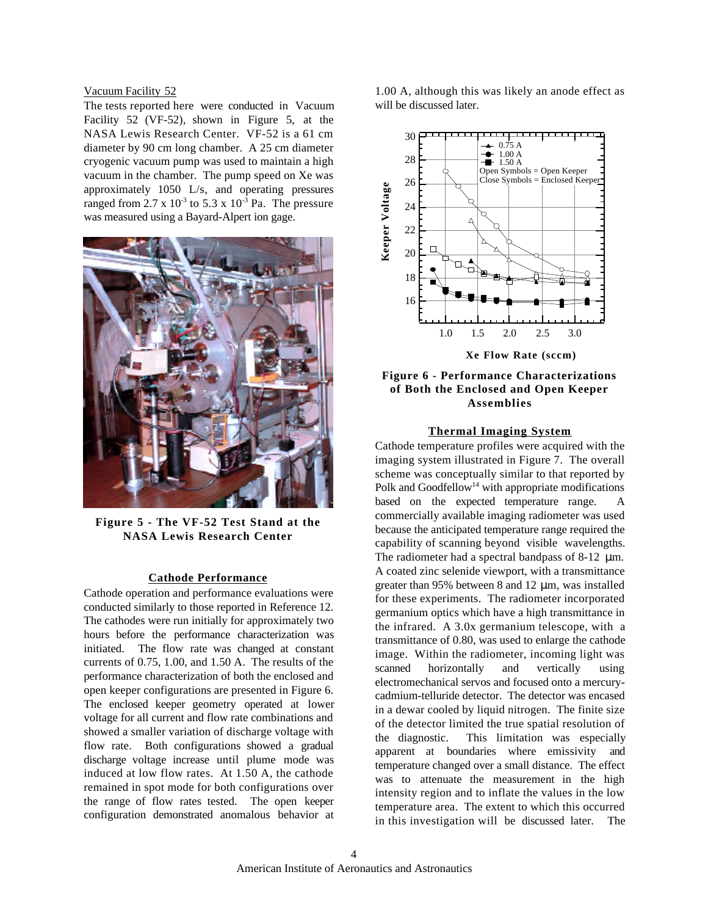Vacuum Facility 52

The tests reported here were conducted in Vacuum Facility 52 (VF-52), shown in Figure 5, at the NASA Lewis Research Center. VF-52 is a 61 cm diameter by 90 cm long chamber. A 25 cm diameter cryogenic vacuum pump was used to maintain a high vacuum in the chamber. The pump speed on Xe was approximately 1050 L/s, and operating pressures ranged from $2.7 \times 10^{-3}$ to $5.3 \times 10^{-3}$ Pa. The pressure was measured using a Bayard-Alpert ion gage.

**Figure 5 - The VF-52 Test Stand at the NASA Lewis Research Center**

## Cathode Performance

Cathode operation and performance evaluations were conducted similarly to those reported in Reference 12. The cathodes were run initially for approximately two hours before the performance characterization was initiated. The flow rate was changed at constant currents of 0.75, 1.00, and 1.50 A. The results of the performance characterization of both the enclosed and open keeper configurations are presented in Figure 6. The enclosed keeper geometry operated at lower voltage for all current and flow rate combinations and showed a smaller variation of discharge voltage with flow rate. Both configurations showed a gradual discharge voltage increase until plume mode was induced at low flow rates. At 1.50 A, the cathode remained in spot mode for both configurations over the range of flow rates tested. The open keeper configuration demonstrated anomalous behavior at 1.00 A, although this was likely an anode effect as will be discussed later.

**Figure 6 - Performance Characterizations of Both the Enclosed and Open Keeper Assemblies**

## Thermal Imaging System

Cathode temperature profiles were acquired with the imaging system illustrated in Figure 7. The overall scheme was conceptually similar to that reported by Polk and Goodfellow[14] with appropriate modifications based on the expected temperature range. A commercially available imaging radiometer was used because the anticipated temperature range required the capability of scanning beyond visible wavelengths. The radiometer had a spectral bandpass of 8-12 μm. A coated zinc selenide viewport, with a transmittance greater than 95% between 8 and 12 μm, was installed for these experiments. The radiometer incorporated germanium optics which have a high transmittance in the infrared. A 3.0x germanium telescope, with a transmittance of 0.80, was used to enlarge the cathode image. Within the radiometer, incoming light was scanned horizontally and vertically using electromechanical servos and focused onto a mercury-cadmium-telluride detector. The detector was encased in a dewar cooled by liquid nitrogen. The finite size of the detector limited the true spatial resolution of the diagnostic. This limitation was especially apparent at boundaries where emissivity and temperature changed over a small distance. The effect was to attenuate the measurement in the high intensity region and to inflate the values in the low temperature area. The extent to which this occurred in this investigation will be discussed later. The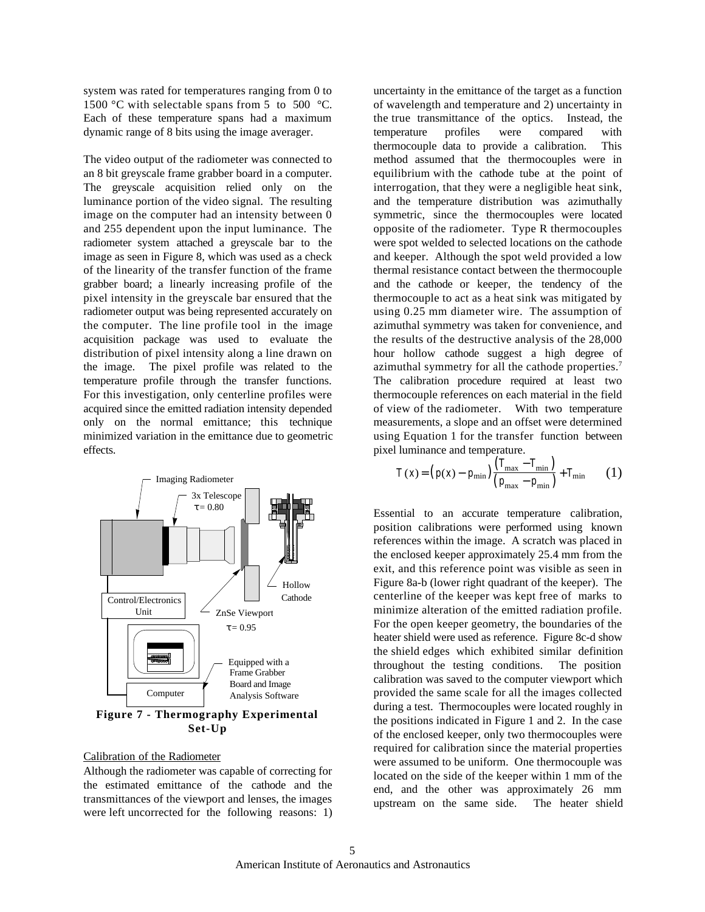system was rated for temperatures ranging from 0 to 1500 °C with selectable spans from 5 to 500 °C. Each of these temperature spans had a maximum dynamic range of 8 bits using the image averager.

The video output of the radiometer was connected to an 8 bit greyscale frame grabber board in a computer. The greyscale acquisition relied only on the luminance portion of the video signal. The resulting image on the computer had an intensity between 0 and 255 dependent upon the input luminance. The radiometer system attached a greyscale bar to the image as seen in Figure 8, which was used as a check of the linearity of the transfer function of the frame grabber board; a linearly increasing profile of the pixel intensity in the greyscale bar ensured that the radiometer output was being represented accurately on the computer. The line profile tool in the image acquisition package was used to evaluate the distribution of pixel intensity along a line drawn on the image. The pixel profile was related to the temperature profile through the transfer functions. For this investigation, only centerline profiles were acquired since the emitted radiation intensity depended only on the normal emittance; this technique minimized variation in the emittance due to geometric effects.

Imaging Radiometer

3x Telescope $\tau = 0.80$

Hollow Cathode

Control/Electronics Unit

ZnSe Viewport $\tau = 0.95$

Computer

Equipped with a Frame Grabber Board and Image Analysis Software

**Figure 7 - Thermography Experimental Set-Up**

Calibration of the Radiometer

Although the radiometer was capable of correcting for the estimated emittance of the cathode and the transmittances of the viewport and lenses, the images were left uncorrected for the following reasons: 1) uncertainty in the emittance of the target as a function of wavelength and temperature and 2) uncertainty in the true transmittance of the optics. Instead, the temperature profiles were compared with thermocouple data to provide a calibration. This method assumed that the thermocouples were in equilibrium with the cathode tube at the point of interrogation, that they were a negligible heat sink, and the temperature distribution was azimuthally symmetric, since the thermocouples were located opposite of the radiometer. Type R thermocouples were spot welded to selected locations on the cathode and keeper. Although the spot weld provided a low thermal resistance contact between the thermocouple and the cathode or keeper, the tendency of the thermocouple to act as a heat sink was mitigated by using 0.25 mm diameter wire. The assumption of azimuthal symmetry was taken for convenience, and the results of the destructive analysis of the 28,000 hour hollow cathode suggest a high degree of azimuthal symmetry for all the cathode properties.[7] The calibration procedure required at least two thermocouple references on each material in the field of view of the radiometer. With two temperature measurements, a slope and an offset were determined using Equation 1 for the transfer function between pixel luminance and temperature.

$$T(x) = \left(p(x) - p_{min}\right)\frac{\left(T_{max} - T_{min}\right)}{\left(p_{max} - p_{min}\right)} + T_{min} \qquad (1)$$

Essential to an accurate temperature calibration, position calibrations were performed using known references within the image. A scratch was placed in the enclosed keeper approximately 25.4 mm from the exit, and this reference point was visible as seen in Figure 8a-b (lower right quadrant of the keeper). The centerline of the keeper was kept free of marks to minimize alteration of the emitted radiation profile. For the open keeper geometry, the boundaries of the heater shield were used as reference. Figure 8c-d show the shield edges which exhibited similar definition throughout the testing conditions. The position calibration was saved to the computer viewport which provided the same scale for all the images collected during a test. Thermocouples were located roughly in the positions indicated in Figure 1 and 2. In the case of the enclosed keeper, only two thermocouples were required for calibration since the material properties were assumed to be uniform. One thermocouple was located on the side of the keeper within 1 mm of the end, and the other was approximately 26 mm upstream on the same side. The heater shield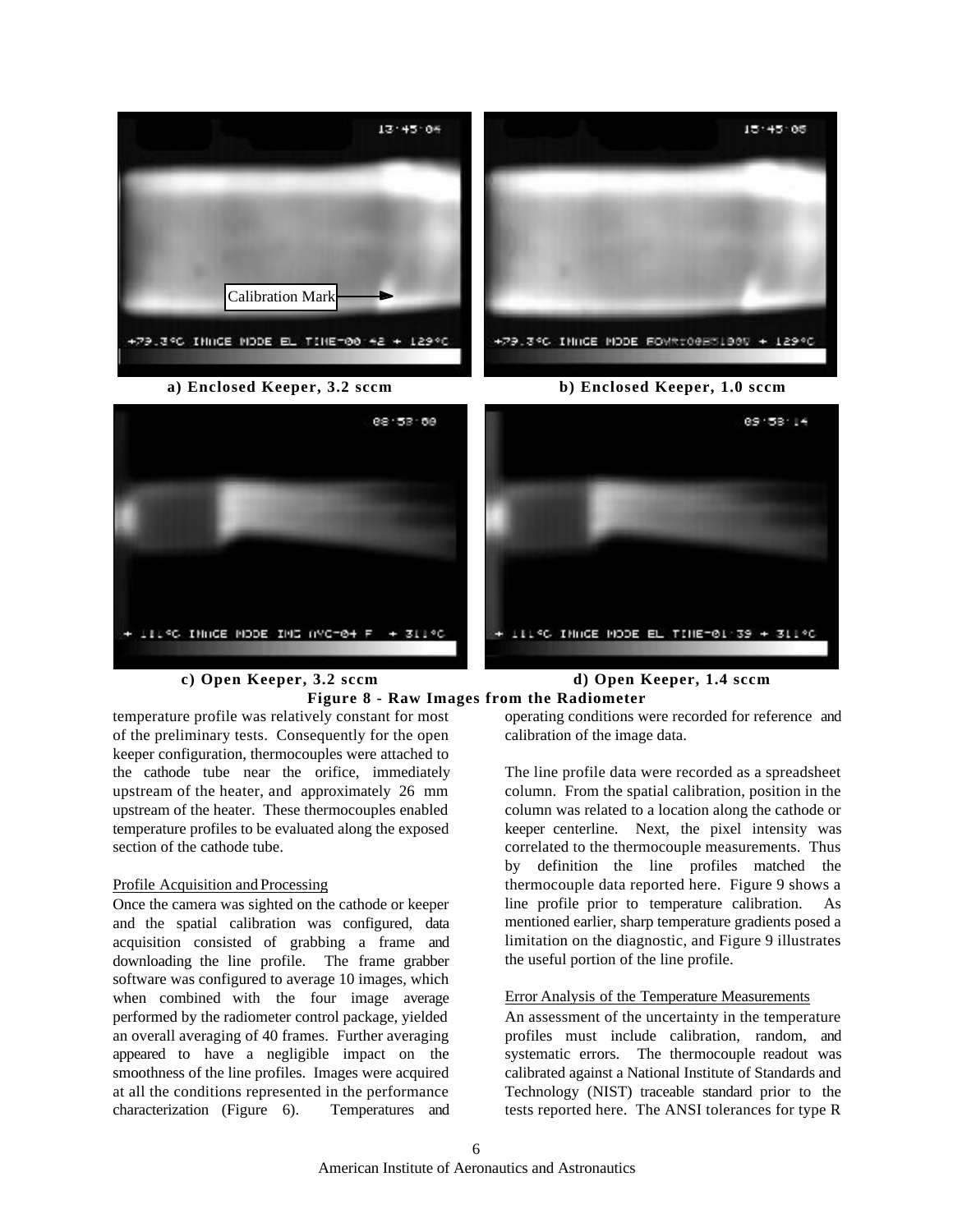a) Enclosed Keeper, 3.2 sccm

b) Enclosed Keeper, 1.0 sccm

c) Open Keeper, 3.2 sccm

d) Open Keeper, 1.4 sccm

**Figure 8 - Raw Images from the Radiometer**

temperature profile was relatively constant for most of the preliminary tests. Consequently for the open keeper configuration, thermocouples were attached to the cathode tube near the orifice, immediately upstream of the heater, and approximately 26 mm upstream of the heater. These thermocouples enabled temperature profiles to be evaluated along the exposed section of the cathode tube.

Profile Acquisition and Processing

Once the camera was sighted on the cathode or keeper and the spatial calibration was configured, data acquisition consisted of grabbing a frame and downloading the line profile. The frame grabber software was configured to average 10 images, which when combined with the four image average performed by the radiometer control package, yielded an overall averaging of 40 frames. Further averaging appeared to have a negligible impact on the smoothness of the line profiles. Images were acquired at all the conditions represented in the performance characterization (Figure 6). Temperatures and operating conditions were recorded for reference and calibration of the image data.

The line profile data were recorded as a spreadsheet column. From the spatial calibration, position in the column was related to a location along the cathode or keeper centerline. Next, the pixel intensity was correlated to the thermocouple measurements. Thus by definition the line profiles matched the thermocouple data reported here. Figure 9 shows a line profile prior to temperature calibration. As mentioned earlier, sharp temperature gradients posed a limitation on the diagnostic, and Figure 9 illustrates the useful portion of the line profile.

Error Analysis of the Temperature Measurements

An assessment of the uncertainty in the temperature profiles must include calibration, random, and systematic errors. The thermocouple readout was calibrated against a National Institute of Standards and Technology (NIST) traceable standard prior to the tests reported here. The ANSI tolerances for type R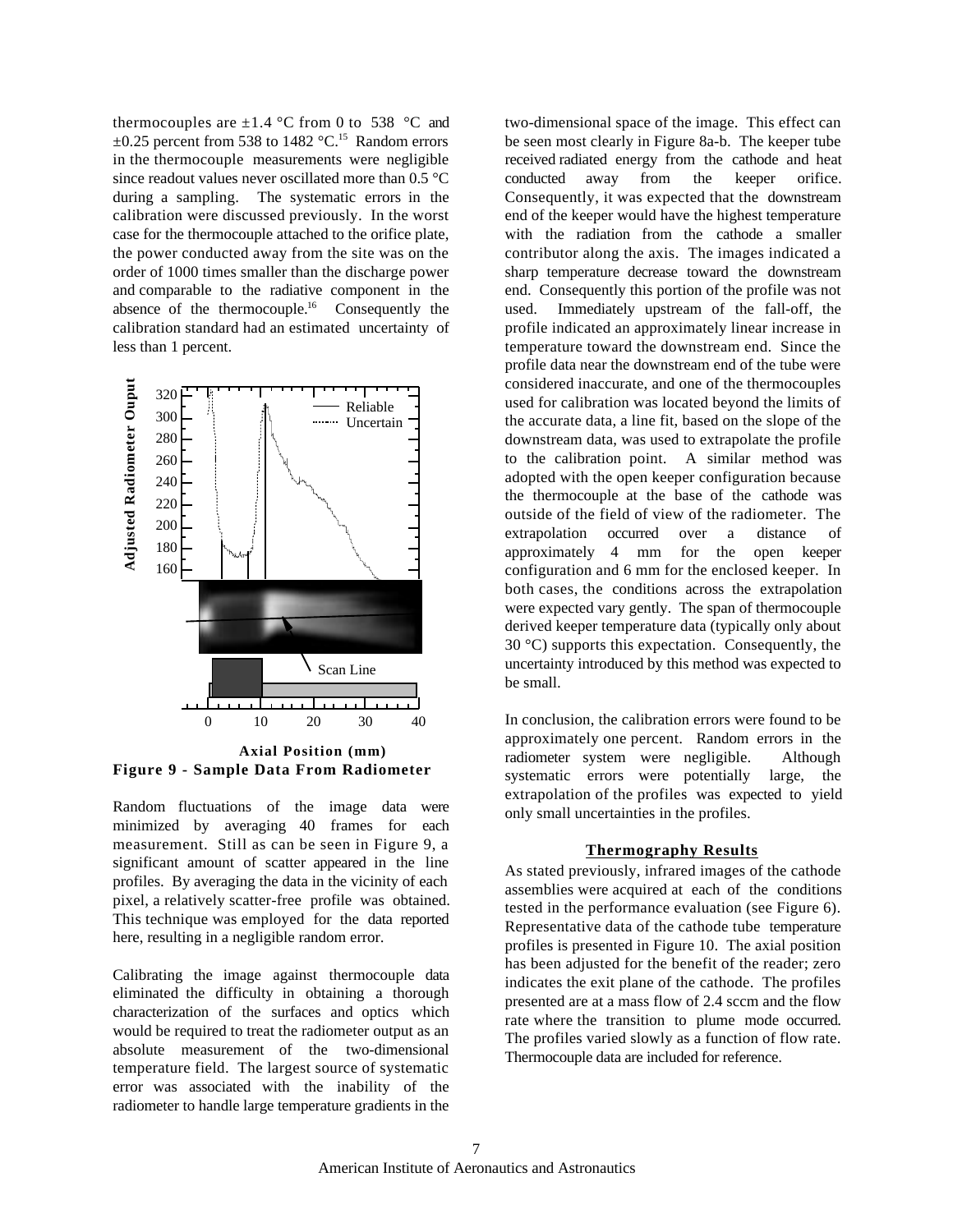thermocouples are ±1.4 °C from 0 to 538 °C and ±0.25 percent from 538 to 1482 °C.[15] Random errors in the thermocouple measurements were negligible since readout values never oscillated more than 0.5 °C during a sampling. The systematic errors in the calibration were discussed previously. In the worst case for the thermocouple attached to the orifice plate, the power conducted away from the site was on the order of 1000 times smaller than the discharge power and comparable to the radiative component in the absence of the thermocouple.[16] Consequently the calibration standard had an estimated uncertainty of less than 1 percent.

**Figure 9 - Sample Data From Radiometer**

Random fluctuations of the image data were minimized by averaging 40 frames for each measurement. Still as can be seen in Figure 9, a significant amount of scatter appeared in the line profiles. By averaging the data in the vicinity of each pixel, a relatively scatter-free profile was obtained. This technique was employed for the data reported here, resulting in a negligible random error.

Calibrating the image against thermocouple data eliminated the difficulty in obtaining a thorough characterization of the surfaces and optics which would be required to treat the radiometer output as an absolute measurement of the two-dimensional temperature field. The largest source of systematic error was associated with the inability of the radiometer to handle large temperature gradients in the two-dimensional space of the image. This effect can be seen most clearly in Figure 8a-b. The keeper tube received radiated energy from the cathode and heat conducted away from the keeper orifice. Consequently, it was expected that the downstream end of the keeper would have the highest temperature with the radiation from the cathode a smaller contributor along the axis. The images indicated a sharp temperature decrease toward the downstream end. Consequently this portion of the profile was not used. Immediately upstream of the fall-off, the profile indicated an approximately linear increase in temperature toward the downstream end. Since the profile data near the downstream end of the tube were considered inaccurate, and one of the thermocouples used for calibration was located beyond the limits of the accurate data, a line fit, based on the slope of the downstream data, was used to extrapolate the profile to the calibration point. A similar method was adopted with the open keeper configuration because the thermocouple at the base of the cathode was outside of the field of view of the radiometer. The extrapolation occurred over a distance of approximately 4 mm for the open keeper configuration and 6 mm for the enclosed keeper. In both cases, the conditions across the extrapolation were expected vary gently. The span of thermocouple derived keeper temperature data (typically only about 30 °C) supports this expectation. Consequently, the uncertainty introduced by this method was expected to be small.

In conclusion, the calibration errors were found to be approximately one percent. Random errors in the radiometer system were negligible. Although systematic errors were potentially large, the extrapolation of the profiles was expected to yield only small uncertainties in the profiles.

## Thermography Results

As stated previously, infrared images of the cathode assemblies were acquired at each of the conditions tested in the performance evaluation (see Figure 6). Representative data of the cathode tube temperature profiles is presented in Figure 10. The axial position has been adjusted for the benefit of the reader; zero indicates the exit plane of the cathode. The profiles presented are at a mass flow of 2.4 sccm and the flow rate where the transition to plume mode occurred. The profiles varied slowly as a function of flow rate. Thermocouple data are included for reference.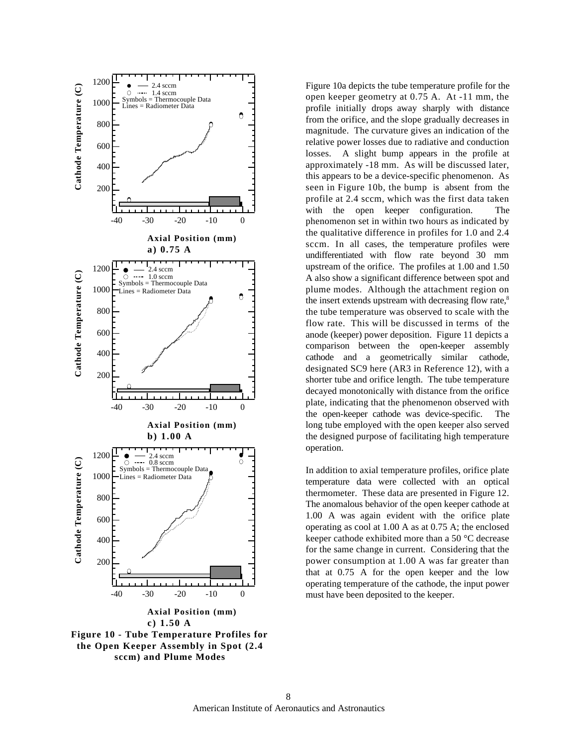Figure 10 - Tube Temperature Profiles for the Open Keeper Assembly in Spot (2.4 sccm) and Plume Modes

Figure 10a depicts the tube temperature profile for the open keeper geometry at 0.75 A. At -11 mm, the profile initially drops away sharply with distance from the orifice, and the slope gradually decreases in magnitude. The curvature gives an indication of the relative power losses due to radiative and conduction losses. A slight bump appears in the profile at approximately -18 mm. As will be discussed later, this appears to be a device-specific phenomenon. As seen in Figure 10b, the bump is absent from the profile at 2.4 sccm, which was the first data taken with the open keeper configuration. The phenomenon set in within two hours as indicated by the qualitative difference in profiles for 1.0 and 2.4 sccm. In all cases, the temperature profiles were undifferentiated with flow rate beyond 30 mm upstream of the orifice. The profiles at 1.00 and 1.50 A also show a significant difference between spot and plume modes. Although the attachment region on the insert extends upstream with decreasing flow rate,[8] the tube temperature was observed to scale with the flow rate. This will be discussed in terms of the anode (keeper) power deposition. Figure 11 depicts a comparison between the open-keeper assembly cathode and a geometrically similar cathode, designated SC9 here (AR3 in Reference 12), with a shorter tube and orifice length. The tube temperature decayed monotonically with distance from the orifice plate, indicating that the phenomenon observed with the open-keeper cathode was device-specific. The long tube employed with the open keeper also served the designed purpose of facilitating high temperature operation.

In addition to axial temperature profiles, orifice plate temperature data were collected with an optical thermometer. These data are presented in Figure 12. The anomalous behavior of the open keeper cathode at 1.00 A was again evident with the orifice plate operating as cool at 1.00 A as at 0.75 A; the enclosed keeper cathode exhibited more than a 50 °C decrease for the same change in current. Considering that the power consumption at 1.00 A was far greater than that at 0.75 A for the open keeper and the low operating temperature of the cathode, the input power must have been deposited to the keeper.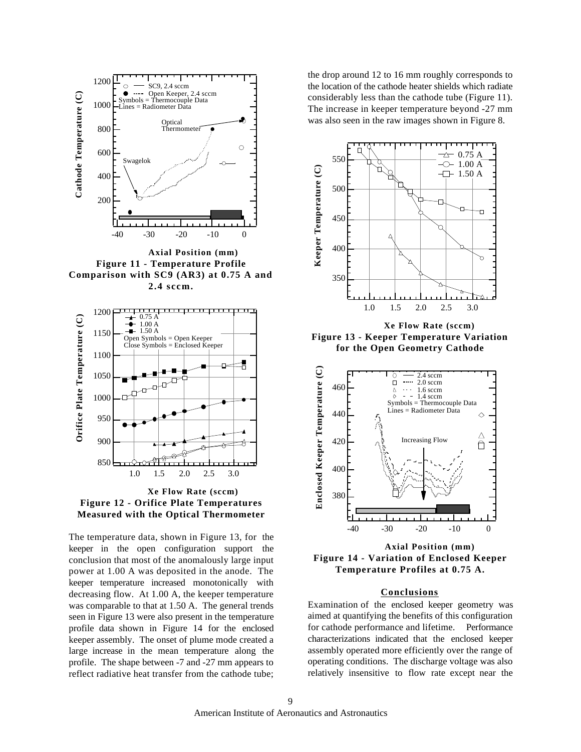**Figure 11 - Temperature Profile Comparison with SC9 (AR3) at 0.75 A and 2.4 sccm.**

**Figure 12 - Orifice Plate Temperatures Measured with the Optical Thermometer**

The temperature data, shown in Figure 13, for the keeper in the open configuration support the conclusion that most of the anomalously large input power at 1.00 A was deposited in the anode. The keeper temperature increased monotonically with decreasing flow. At 1.00 A, the keeper temperature was comparable to that at 1.50 A. The general trends seen in Figure 13 were also present in the temperature profile data shown in Figure 14 for the enclosed keeper assembly. The onset of plume mode created a large increase in the mean temperature along the profile. The shape between -7 and -27 mm appears to reflect radiative heat transfer from the cathode tube; the drop around 12 to 16 mm roughly corresponds to the location of the cathode heater shields which radiate considerably less than the cathode tube (Figure 11). The increase in keeper temperature beyond -27 mm was also seen in the raw images shown in Figure 8.

**Figure 13 - Keeper Temperature Variation for the Open Geometry Cathode**

**Figure 14 - Variation of Enclosed Keeper Temperature Profiles at 0.75 A.**

## Conclusions

Examination of the enclosed keeper geometry was aimed at quantifying the benefits of this configuration for cathode performance and lifetime. Performance characterizations indicated that the enclosed keeper assembly operated more efficiently over the range of operating conditions. The discharge voltage was also relatively insensitive to flow rate except near the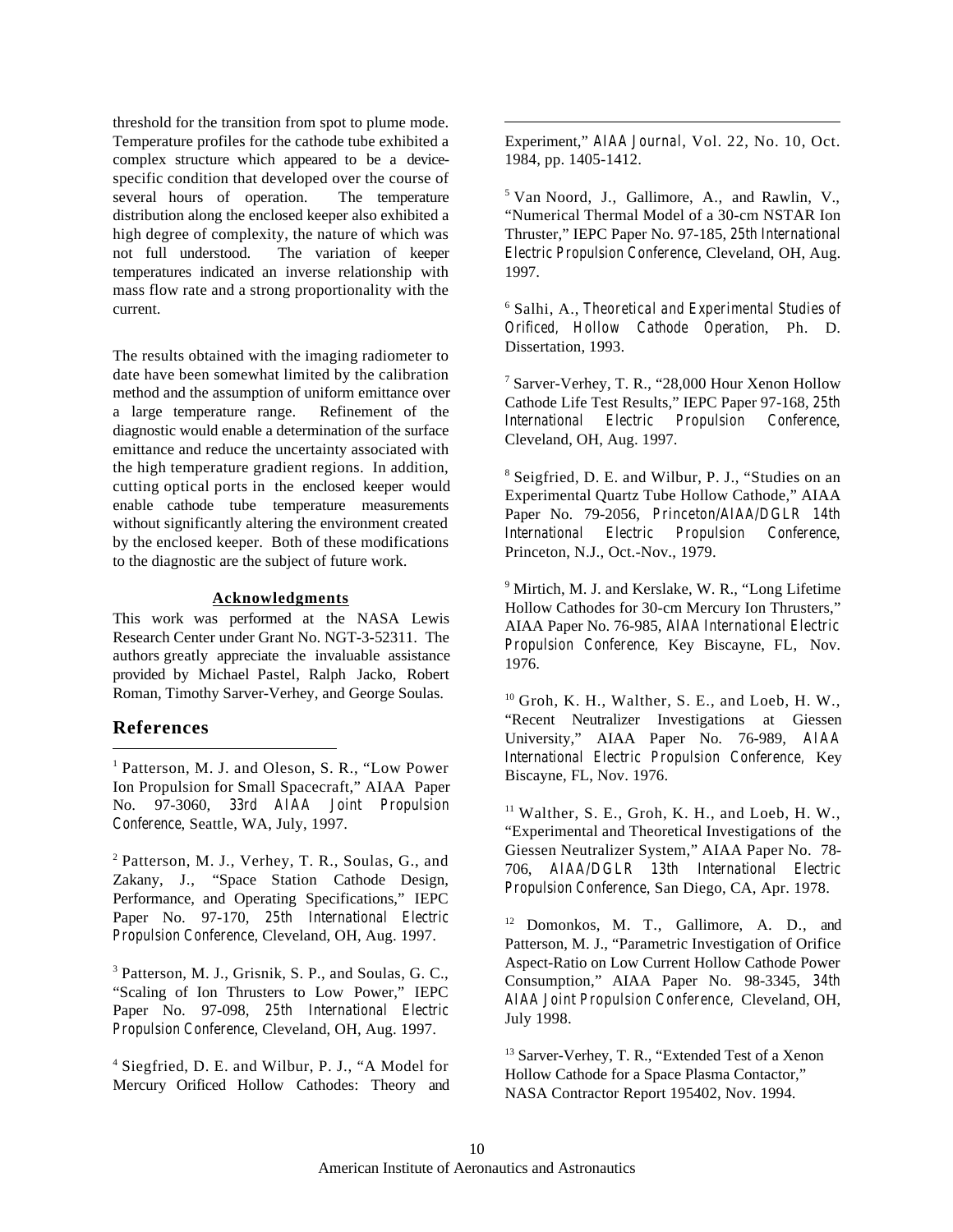threshold for the transition from spot to plume mode. Temperature profiles for the cathode tube exhibited a complex structure which appeared to be a device-specific condition that developed over the course of several hours of operation. The temperature distribution along the enclosed keeper also exhibited a high degree of complexity, the nature of which was not full understood. The variation of keeper temperatures indicated an inverse relationship with mass flow rate and a strong proportionality with the current.

The results obtained with the imaging radiometer to date have been somewhat limited by the calibration method and the assumption of uniform emittance over a large temperature range. Refinement of the diagnostic would enable a determination of the surface emittance and reduce the uncertainty associated with the high temperature gradient regions. In addition, cutting optical ports in the enclosed keeper would enable cathode tube temperature measurements without significantly altering the environment created by the enclosed keeper. Both of these modifications to the diagnostic are the subject of future work.

**Acknowledgments**

This work was performed at the NASA Lewis Research Center under Grant No. NGT-3-52311. The authors greatly appreciate the invaluable assistance provided by Michael Pastel, Ralph Jacko, Robert Roman, Timothy Sarver-Verhey, and George Soulas.

## References

[1] Patterson, M. J. and Oleson, S. R., "Low Power Ion Propulsion for Small Spacecraft," AIAA Paper No. 97-3060, *33rd AIAA Joint Propulsion Conference*, Seattle, WA, July, 1997.

[2] Patterson, M. J., Verhey, T. R., Soulas, G., and Zakany, J., "Space Station Cathode Design, Performance, and Operating Specifications," IEPC Paper No. 97-170, *25th International Electric Propulsion Conference*, Cleveland, OH, Aug. 1997.

[3] Patterson, M. J., Grisnik, S. P., and Soulas, G. C., "Scaling of Ion Thrusters to Low Power," IEPC Paper No. 97-098, *25th International Electric Propulsion Conference*, Cleveland, OH, Aug. 1997.

[4] Siegfried, D. E. and Wilbur, P. J., "A Model for Mercury Orificed Hollow Cathodes: Theory and Experiment," *AIAA Journal*, Vol. 22, No. 10, Oct. 1984, pp. 1405-1412.

[5] Van Noord, J., Gallimore, A., and Rawlin, V., "Numerical Thermal Model of a 30-cm NSTAR Ion Thruster," IEPC Paper No. 97-185, *25th International Electric Propulsion Conference*, Cleveland, OH, Aug. 1997.

[6] Salhi, A., *Theoretical and Experimental Studies of Orificed, Hollow Cathode Operation*, Ph. D. Dissertation, 1993.

[7] Sarver-Verhey, T. R., "28,000 Hour Xenon Hollow Cathode Life Test Results," IEPC Paper 97-168, *25th International Electric Propulsion Conference*, Cleveland, OH, Aug. 1997.

[8] Seigfried, D. E. and Wilbur, P. J., "Studies on an Experimental Quartz Tube Hollow Cathode," AIAA Paper No. 79-2056, *Princeton/AIAA/DGLR 14th International Electric Propulsion Conference*, Princeton, N.J., Oct.-Nov., 1979.

[9] Mirtich, M. J. and Kerslake, W. R., "Long Lifetime Hollow Cathodes for 30-cm Mercury Ion Thrusters," AIAA Paper No. 76-985, *AIAA International Electric Propulsion Conference*, Key Biscayne, FL, Nov. 1976.

[10] Groh, K. H., Walther, S. E., and Loeb, H. W., "Recent Neutralizer Investigations at Giessen University," AIAA Paper No. 76-989, *AIAA International Electric Propulsion Conference*, Key Biscayne, FL, Nov. 1976.

[11] Walther, S. E., Groh, K. H., and Loeb, H. W., "Experimental and Theoretical Investigations of the Giessen Neutralizer System," AIAA Paper No. 78-706, *AIAA/DGLR 13th International Electric Propulsion Conference*, San Diego, CA, Apr. 1978.

[12] Domonkos, M. T., Gallimore, A. D., and Patterson, M. J., "Parametric Investigation of Orifice Aspect-Ratio on Low Current Hollow Cathode Power Consumption," AIAA Paper No. 98-3345, *34th AIAA Joint Propulsion Conference*, Cleveland, OH, July 1998.

[13] Sarver-Verhey, T. R., "Extended Test of a Xenon Hollow Cathode for a Space Plasma Contactor," NASA Contractor Report 195402, Nov. 1994.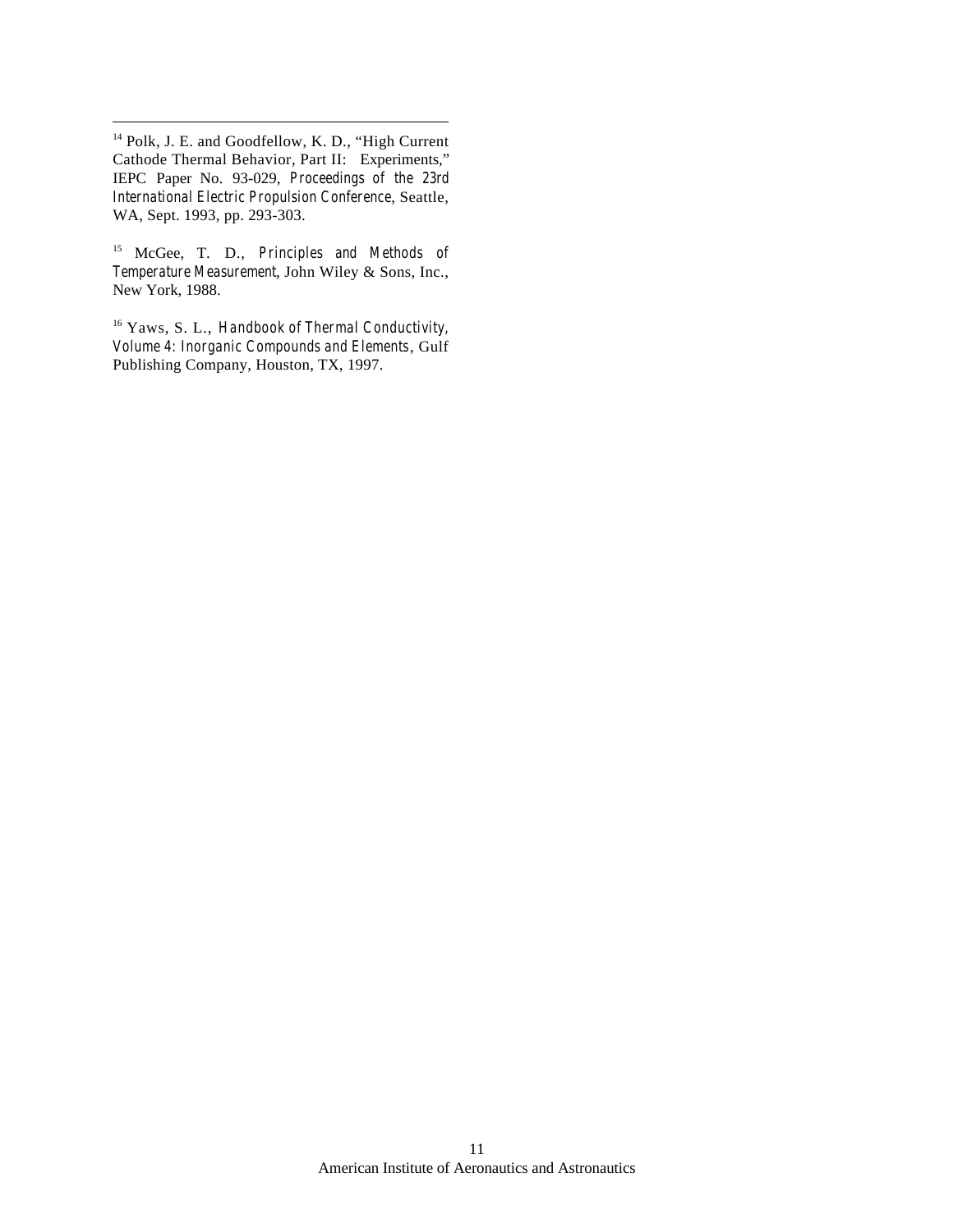[14] Polk, J. E. and Goodfellow, K. D., "High Current Cathode Thermal Behavior, Part II: Experiments," IEPC Paper No. 93-029, *Proceedings of the 23rd International Electric Propulsion Conference*, Seattle, WA, Sept. 1993, pp. 293-303.

[15] McGee, T. D., *Principles and Methods of Temperature Measurement*, John Wiley & Sons, Inc., New York, 1988.

[16] Yaws, S. L., *Handbook of Thermal Conductivity, Volume 4: Inorganic Compounds and Elements*, Gulf Publishing Company, Houston, TX, 1997.